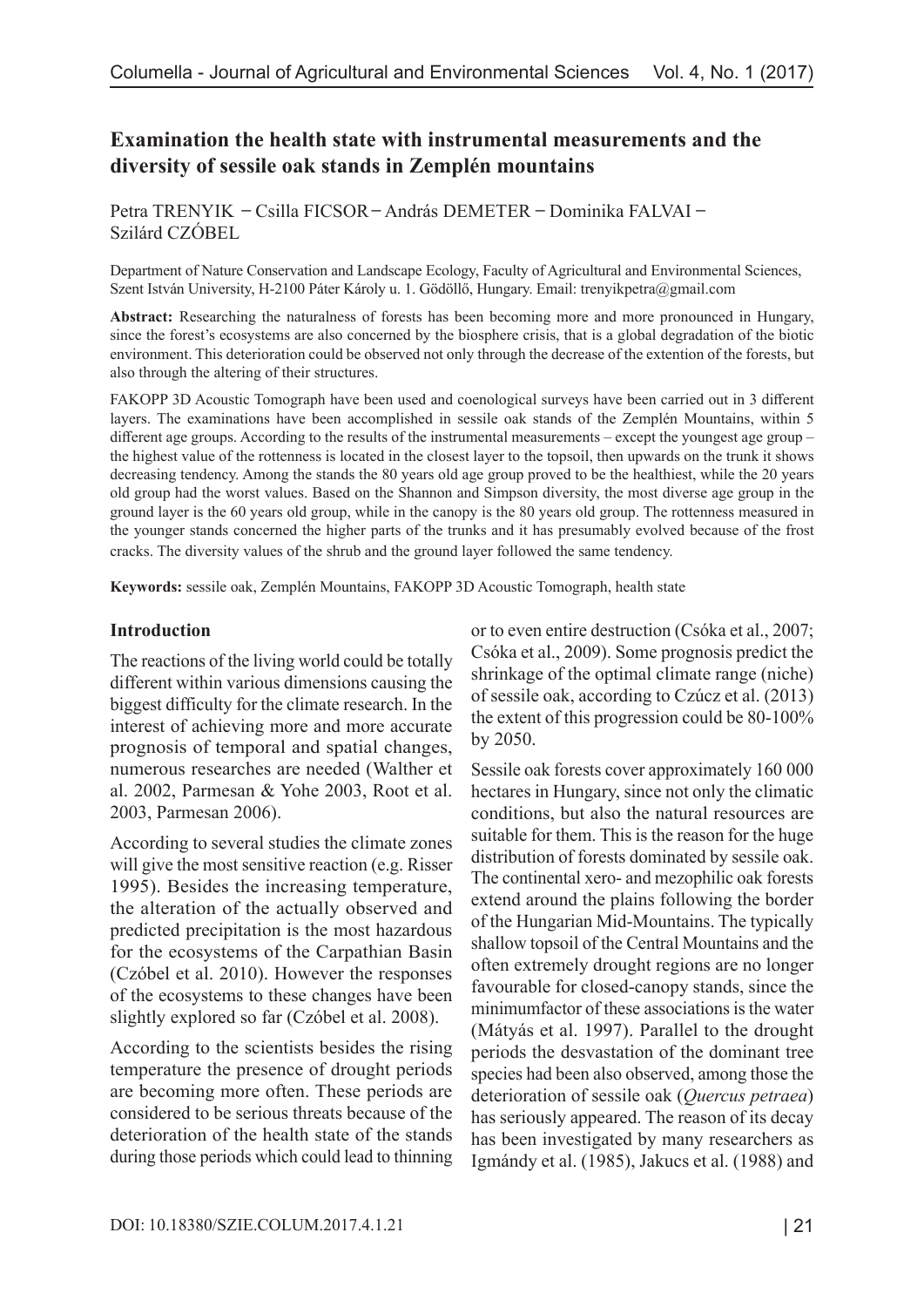# Examination the health state with instrumental measurements and the diversity of sessile oak stands in Zemplén mountains

Petra TRENYIK – Csilla FICSOR – András DEMETER – Dominika FALVAI – Szilárd CZÓBEL

Department of Nature Conservation and Landscape Ecology, Faculty of Agricultural and Environmental Sciences, Szent István University, H-2100 Páter Károly u. 1. Gödöllő, Hungary. Email: trenyikpetra@gmail.com

**Abstract:** Researching the naturalness of forests has been becoming more and more pronounced in Hungary, since the forest's ecosystems are also concerned by the biosphere crisis, that is a global degradation of the biotic environment. This deterioration could be observed not only through the decrease of the extention of the forests, but also through the altering of their structures.

FAKOPP 3D Acoustic Tomograph have been used and coenological surveys have been carried out in 3 different layers. The examinations have been accomplished in sessile oak stands of the Zemplén Mountains, within 5 different age groups. According to the results of the instrumental measurements – except the youngest age group – the highest value of the rottenness is located in the closest layer to the topsoil, then upwards on the trunk it shows decreasing tendency. Among the stands the 80 years old age group proved to be the healthiest, while the 20 years old group had the worst values. Based on the Shannon and Simpson diversity, the most diverse age group in the ground layer is the 60 years old group, while in the canopy is the 80 years old group. The rottenness measured in the younger stands concerned the higher parts of the trunks and it has presumably evolved because of the frost cracks. The diversity values of the shrub and the ground layer followed the same tendency.

**Keywords:** sessile oak, Zemplén Mountains, FAKOPP 3D Acoustic Tomograph, health state

## Introduction

The reactions of the living world could be totally different within various dimensions causing the biggest difficulty for the climate research. In the interest of achieving more and more accurate prognosis of temporal and spatial changes, numerous researches are needed (Walther et al. 2002, Parmesan & Yohe 2003, Root et al. 2003, Parmesan 2006).

According to several studies the climate zones will give the most sensitive reaction (e.g. Risser 1995). Besides the increasing temperature, the alteration of the actually observed and predicted precipitation is the most hazardous for the ecosystems of the Carpathian Basin (Czóbel et al. 2010). However the responses of the ecosystems to these changes have been slightly explored so far (Czóbel et al. 2008).

According to the scientists besides the rising temperature the presence of drought periods are becoming more often. These periods are considered to be serious threats because of the deterioration of the health state of the stands during those periods which could lead to thinning or to even entire destruction (Csóka et al., 2007; Csóka et al., 2009). Some prognosis predict the shrinkage of the optimal climate range (niche) of sessile oak, according to Czúcz et al. (2013) the extent of this progression could be 80-100% by 2050.

Sessile oak forests cover approximately 160 000 hectares in Hungary, since not only the climatic conditions, but also the natural resources are suitable for them. This is the reason for the huge distribution of forests dominated by sessile oak. The continental xero- and mezophilic oak forests extend around the plains following the border of the Hungarian Mid-Mountains. The typically shallow topsoil of the Central Mountains and the often extremely drought regions are no longer favourable for closed-canopy stands, since the minimumfactor of these associations is the water (Mátyás et al. 1997). Parallel to the drought periods the desvastation of the dominant tree species had been also observed, among those the deterioration of sessile oak (*Quercus petraea*) has seriously appeared. The reason of its decay has been investigated by many researchers as Igmándy et al. (1985), Jakucs et al. (1988) and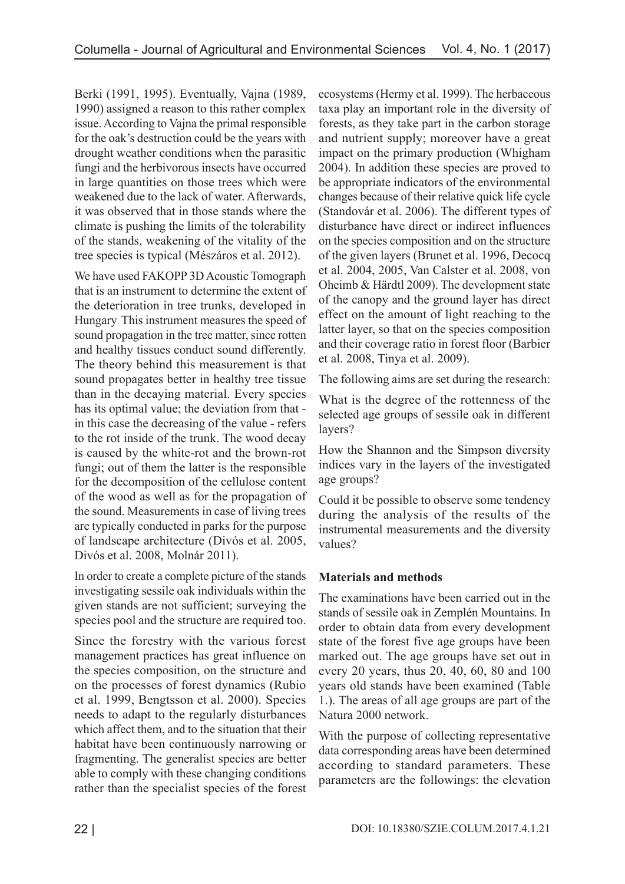Berki (1991, 1995). Eventually, Vajna (1989, 1990) assigned a reason to this rather complex issue. According to Vajna the primal responsible for the oak's destruction could be the years with drought weather conditions when the parasitic fungi and the herbivorous insects have occurred in large quantities on those trees which were weakened due to the lack of water. Afterwards, it was observed that in those stands where the climate is pushing the limits of the tolerability of the stands, weakening of the vitality of the tree species is typical (Mészáros et al. 2012).

We have used FAKOPP 3D Acoustic Tomograph that is an instrument to determine the extent of the deterioration in tree trunks, developed in Hungary. This instrument measures the speed of sound propagation in the tree matter, since rotten and healthy tissues conduct sound differently. The theory behind this measurement is that sound propagates better in healthy tree tissue than in the decaying material. Every species has its optimal value; the deviation from that - in this case the decreasing of the value - refers to the rot inside of the trunk. The wood decay is caused by the white-rot and the brown-rot fungi; out of them the latter is the responsible for the decomposition of the cellulose content of the wood as well as for the propagation of the sound. Measurements in case of living trees are typically conducted in parks for the purpose of landscape architecture (Divós et al. 2005, Divós et al. 2008, Molnár 2011).

In order to create a complete picture of the stands investigating sessile oak individuals within the given stands are not sufficient; surveying the species pool and the structure are required too.

Since the forestry with the various forest management practices has great influence on the species composition, on the structure and on the processes of forest dynamics (Rubio et al. 1999, Bengtsson et al. 2000). Species needs to adapt to the regularly disturbances which affect them, and to the situation that their habitat have been continuously narrowing or fragmenting. The generalist species are better able to comply with these changing conditions rather than the specialist species of the forest ecosystems (Hermy et al. 1999). The herbaceous taxa play an important role in the diversity of forests, as they take part in the carbon storage and nutrient supply; moreover have a great impact on the primary production (Whigham 2004). In addition these species are proved to be appropriate indicators of the environmental changes because of their relative quick life cycle (Standovár et al. 2006). The different types of disturbance have direct or indirect influences on the species composition and on the structure of the given layers (Brunet et al. 1996, Decocq et al. 2004, 2005, Van Calster et al. 2008, von Oheimb & Härdtl 2009). The development state of the canopy and the ground layer has direct effect on the amount of light reaching to the latter layer, so that on the species composition and their coverage ratio in forest floor (Barbier et al. 2008, Tinya et al. 2009).

The following aims are set during the research:

What is the degree of the rottenness of the selected age groups of sessile oak in different layers?

How the Shannon and the Simpson diversity indices vary in the layers of the investigated age groups?

Could it be possible to observe some tendency during the analysis of the results of the instrumental measurements and the diversity values?

## Materials and methods

The examinations have been carried out in the stands of sessile oak in Zemplén Mountains. In order to obtain data from every development state of the forest five age groups have been marked out. The age groups have set out in every 20 years, thus 20, 40, 60, 80 and 100 years old stands have been examined (Table 1.). The areas of all age groups are part of the Natura 2000 network.

With the purpose of collecting representative data corresponding areas have been determined according to standard parameters. These parameters are the followings: the elevation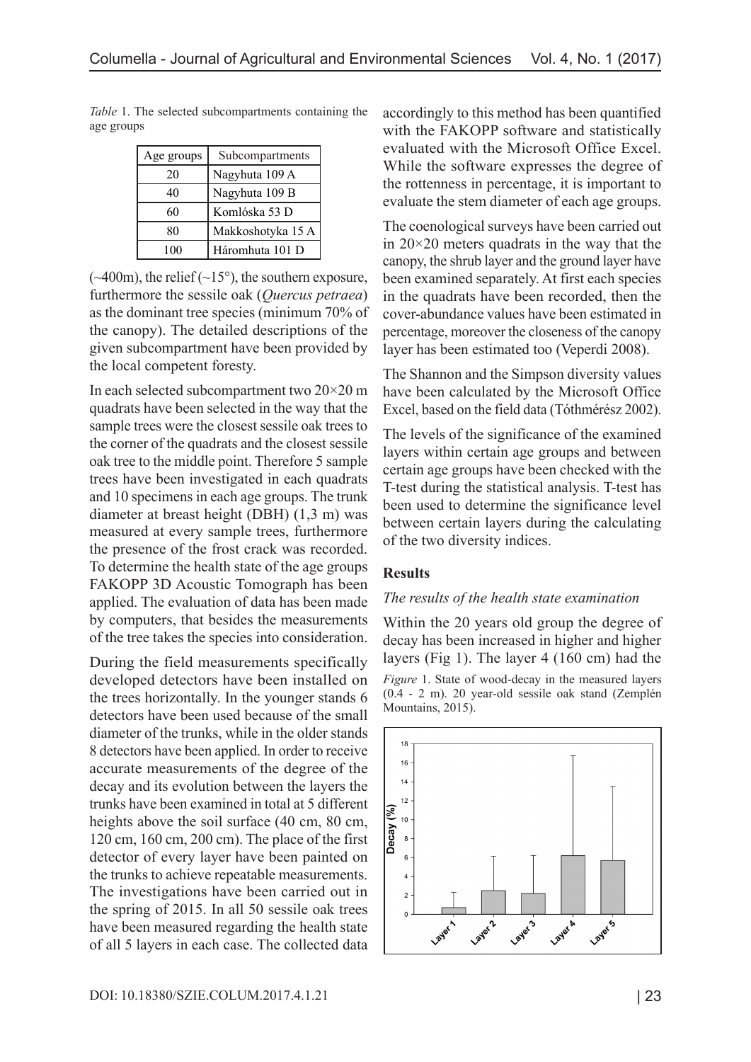*Table* 1. The selected subcompartments containing the age groups

| Age groups | Subcompartments |
|---|---|
| 20 | Nagyhuta 109 A |
| 40 | Nagyhuta 109 B |
| 60 | Komlóska 53 D |
| 80 | Makkoshotyka 15 A |
| 100 | Háromhuta 101 D |

(~400m), the relief (~15°), the southern exposure, furthermore the sessile oak (*Quercus petraea*) as the dominant tree species (minimum 70% of the canopy). The detailed descriptions of the given subcompartment have been provided by the local competent foresty.

In each selected subcompartment two 20×20 m quadrats have been selected in the way that the sample trees were the closest sessile oak trees to the corner of the quadrats and the closest sessile oak tree to the middle point. Therefore 5 sample trees have been investigated in each quadrats and 10 specimens in each age groups. The trunk diameter at breast height (DBH) (1,3 m) was measured at every sample trees, furthermore the presence of the frost crack was recorded. To determine the health state of the age groups FAKOPP 3D Acoustic Tomograph has been applied. The evaluation of data has been made by computers, that besides the measurements of the tree takes the species into consideration.

During the field measurements specifically developed detectors have been installed on the trees horizontally. In the younger stands 6 detectors have been used because of the small diameter of the trunks, while in the older stands 8 detectors have been applied. In order to receive accurate measurements of the degree of the decay and its evolution between the layers the trunks have been examined in total at 5 different heights above the soil surface (40 cm, 80 cm, 120 cm, 160 cm, 200 cm). The place of the first detector of every layer have been painted on the trunks to achieve repeatable measurements. The investigations have been carried out in the spring of 2015. In all 50 sessile oak trees have been measured regarding the health state of all 5 layers in each case. The collected data accordingly to this method has been quantified with the FAKOPP software and statistically evaluated with the Microsoft Office Excel. While the software expresses the degree of the rottenness in percentage, it is important to evaluate the stem diameter of each age groups.

The coenological surveys have been carried out in 20×20 meters quadrats in the way that the canopy, the shrub layer and the ground layer have been examined separately. At first each species in the quadrats have been recorded, then the cover-abundance values have been estimated in percentage, moreover the closeness of the canopy layer has been estimated too (Veperdi 2008).

The Shannon and the Simpson diversity values have been calculated by the Microsoft Office Excel, based on the field data (Tóthmérész 2002).

The levels of the significance of the examined layers within certain age groups and between certain age groups have been checked with the T-test during the statistical analysis. T-test has been used to determine the significance level between certain layers during the calculating of the two diversity indices.

## Results

### *The results of the health state examination*

Within the 20 years old group the degree of decay has been increased in higher and higher layers (Fig 1). The layer 4 (160 cm) had the

*Figure* 1. State of wood-decay in the measured layers (0.4 - 2 m). 20 year-old sessile oak stand (Zemplén Mountains, 2015).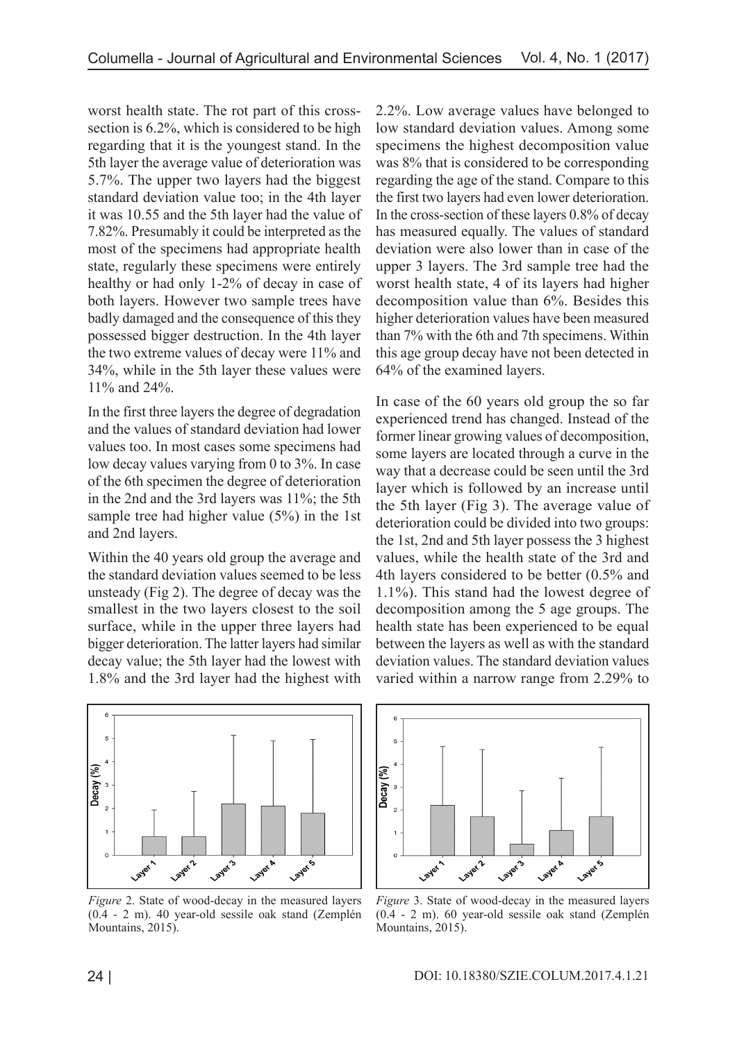worst health state. The rot part of this cross-section is 6.2%, which is considered to be high regarding that it is the youngest stand. In the 5th layer the average value of deterioration was 5.7%. The upper two layers had the biggest standard deviation value too; in the 4th layer it was 10.55 and the 5th layer had the value of 7.82%. Presumably it could be interpreted as the most of the specimens had appropriate health state, regularly these specimens were entirely healthy or had only 1-2% of decay in case of both layers. However two sample trees have badly damaged and the consequence of this they possessed bigger destruction. In the 4th layer the two extreme values of decay were 11% and 34%, while in the 5th layer these values were 11% and 24%.

In the first three layers the degree of degradation and the values of standard deviation had lower values too. In most cases some specimens had low decay values varying from 0 to 3%. In case of the 6th specimen the degree of deterioration in the 2nd and the 3rd layers was 11%; the 5th sample tree had higher value (5%) in the 1st and 2nd layers.

Within the 40 years old group the average and the standard deviation values seemed to be less unsteady (Fig 2). The degree of decay was the smallest in the two layers closest to the soil surface, while in the upper three layers had bigger deterioration. The latter layers had similar decay value; the 5th layer had the lowest with 1.8% and the 3rd layer had the highest with 2.2%. Low average values have belonged to low standard deviation values. Among some specimens the highest decomposition value was 8% that is considered to be corresponding regarding the age of the stand. Compare to this the first two layers had even lower deterioration. In the cross-section of these layers 0.8% of decay has measured equally. The values of standard deviation were also lower than in case of the upper 3 layers. The 3rd sample tree had the worst health state, 4 of its layers had higher decomposition value than 6%. Besides this higher deterioration values have been measured than 7% with the 6th and 7th specimens. Within this age group decay have not been detected in 64% of the examined layers.

In case of the 60 years old group the so far experienced trend has changed. Instead of the former linear growing values of decomposition, some layers are located through a curve in the way that a decrease could be seen until the 3rd layer which is followed by an increase until the 5th layer (Fig 3). The average value of deterioration could be divided into two groups: the 1st, 2nd and 5th layer possess the 3 highest values, while the health state of the 3rd and 4th layers considered to be better (0.5% and 1.1%). This stand had the lowest degree of decomposition among the 5 age groups. The health state has been experienced to be equal between the layers as well as with the standard deviation values. The standard deviation values varied within a narrow range from 2.29% to

*Figure* 2. State of wood-decay in the measured layers (0.4 - 2 m). 40 year-old sessile oak stand (Zemplén Mountains, 2015).

*Figure* 3. State of wood-decay in the measured layers (0.4 - 2 m). 60 year-old sessile oak stand (Zemplén Mountains, 2015).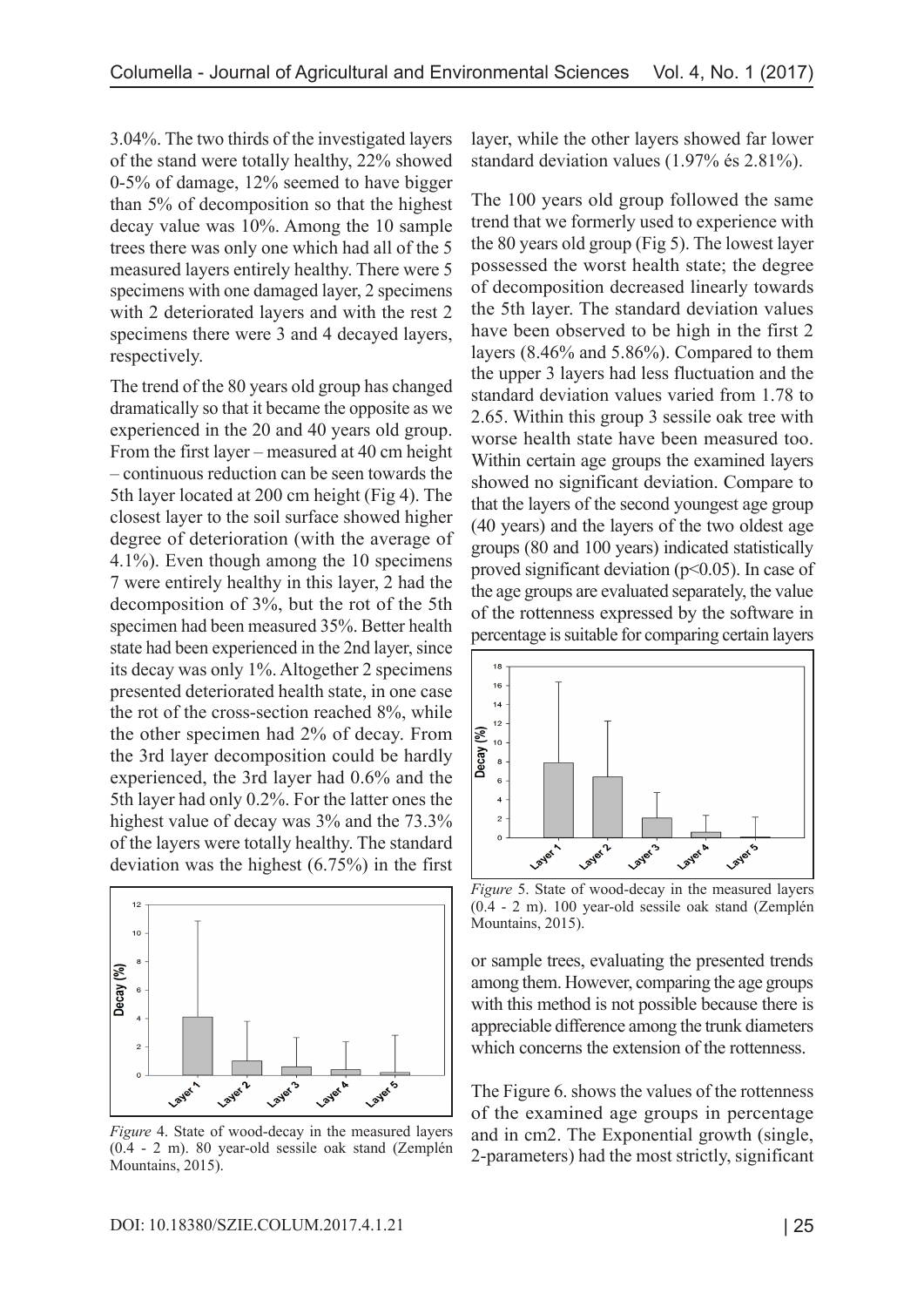3.04%. The two thirds of the investigated layers of the stand were totally healthy, 22% showed 0-5% of damage, 12% seemed to have bigger than 5% of decomposition so that the highest decay value was 10%. Among the 10 sample trees there was only one which had all of the 5 measured layers entirely healthy. There were 5 specimens with one damaged layer, 2 specimens with 2 deteriorated layers and with the rest 2 specimens there were 3 and 4 decayed layers, respectively.

The trend of the 80 years old group has changed dramatically so that it became the opposite as we experienced in the 20 and 40 years old group. From the first layer – measured at 40 cm height – continuous reduction can be seen towards the 5th layer located at 200 cm height (Fig 4). The closest layer to the soil surface showed higher degree of deterioration (with the average of 4.1%). Even though among the 10 specimens 7 were entirely healthy in this layer, 2 had the decomposition of 3%, but the rot of the 5th specimen had been measured 35%. Better health state had been experienced in the 2nd layer, since its decay was only 1%. Altogether 2 specimens presented deteriorated health state, in one case the rot of the cross-section reached 8%, while the other specimen had 2% of decay. From the 3rd layer decomposition could be hardly experienced, the 3rd layer had 0.6% and the 5th layer had only 0.2%. For the latter ones the highest value of decay was 3% and the 73.3% of the layers were totally healthy. The standard deviation was the highest (6.75%) in the first layer, while the other layers showed far lower standard deviation values (1.97% és 2.81%).

*Figure* 4. State of wood-decay in the measured layers (0.4 - 2 m). 80 year-old sessile oak stand (Zemplén Mountains, 2015).

The 100 years old group followed the same trend that we formerly used to experience with the 80 years old group (Fig 5). The lowest layer possessed the worst health state; the degree of decomposition decreased linearly towards the 5th layer. The standard deviation values have been observed to be high in the first 2 layers (8.46% and 5.86%). Compared to them the upper 3 layers had less fluctuation and the standard deviation values varied from 1.78 to 2.65. Within this group 3 sessile oak tree with worse health state have been measured too. Within certain age groups the examined layers showed no significant deviation. Compare to that the layers of the second youngest age group (40 years) and the layers of the two oldest age groups (80 and 100 years) indicated statistically proved significant deviation ($p<0.05$). In case of the age groups are evaluated separately, the value of the rottenness expressed by the software in percentage is suitable for comparing certain layers or sample trees, evaluating the presented trends among them. However, comparing the age groups with this method is not possible because there is appreciable difference among the trunk diameters which concerns the extension of the rottenness.

*Figure* 5. State of wood-decay in the measured layers (0.4 - 2 m). 100 year-old sessile oak stand (Zemplén Mountains, 2015).

The Figure 6. shows the values of the rottenness of the examined age groups in percentage and in cm2. The Exponential growth (single, 2-parameters) had the most strictly, significant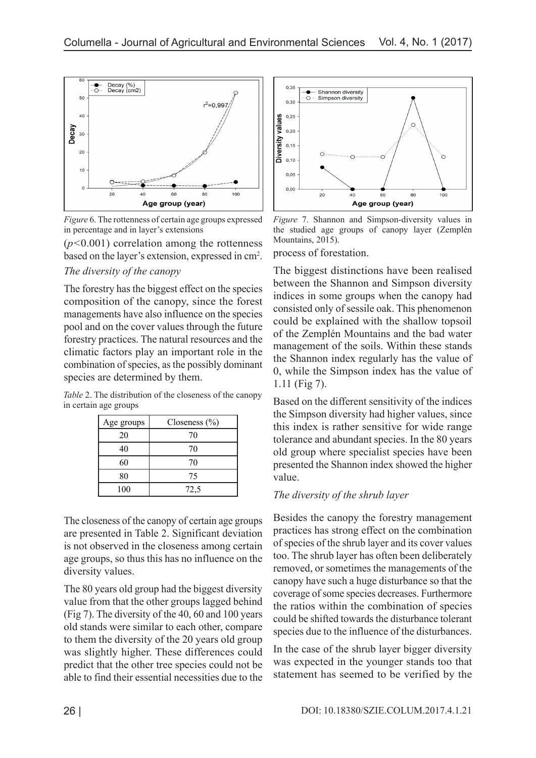*Figure* 6. The rottenness of certain age groups expressed in percentage and in layer's extensions

($p$<0.001) correlation among the rottenness based on the layer's extension, expressed in $cm^2$.

*The diversity of the canopy*

The forestry has the biggest effect on the species composition of the canopy, since the forest managements have also influence on the species pool and on the cover values through the future forestry practices. The natural resources and the climatic factors play an important role in the combination of species, as the possibly dominant species are determined by them.

*Table* 2. The distribution of the closeness of the canopy in certain age groups

| Age groups | Closeness (%) |
| --- | --- |
| 20 | 70 |
| 40 | 70 |
| 60 | 70 |
| 80 | 75 |
| 100 | 72,5 |

The closeness of the canopy of certain age groups are presented in Table 2. Significant deviation is not observed in the closeness among certain age groups, so thus this has no influence on the diversity values.

The 80 years old group had the biggest diversity value from that the other groups lagged behind (Fig 7). The diversity of the 40, 60 and 100 years old stands were similar to each other, compare to them the diversity of the 20 years old group was slightly higher. These differences could predict that the other tree species could not be able to find their essential necessities due to the process of forestation.

*Figure* 7. Shannon and Simpson-diversity values in the studied age groups of canopy layer (Zemplén Mountains, 2015).

The biggest distinctions have been realised between the Shannon and Simpson diversity indices in some groups when the canopy had consisted only of sessile oak. This phenomenon could be explained with the shallow topsoil of the Zemplén Mountains and the bad water management of the soils. Within these stands the Shannon index regularly has the value of 0, while the Simpson index has the value of 1.11 (Fig 7).

Based on the different sensitivity of the indices the Simpson diversity had higher values, since this index is rather sensitive for wide range tolerance and abundant species. In the 80 years old group where specialist species have been presented the Shannon index showed the higher value.

*The diversity of the shrub layer*

Besides the canopy the forestry management practices has strong effect on the combination of species of the shrub layer and its cover values too. The shrub layer has often been deliberately removed, or sometimes the managements of the canopy have such a huge disturbance so that the coverage of some species decreases. Furthermore the ratios within the combination of species could be shifted towards the disturbance tolerant species due to the influence of the disturbances.

In the case of the shrub layer bigger diversity was expected in the younger stands too that statement has seemed to be verified by the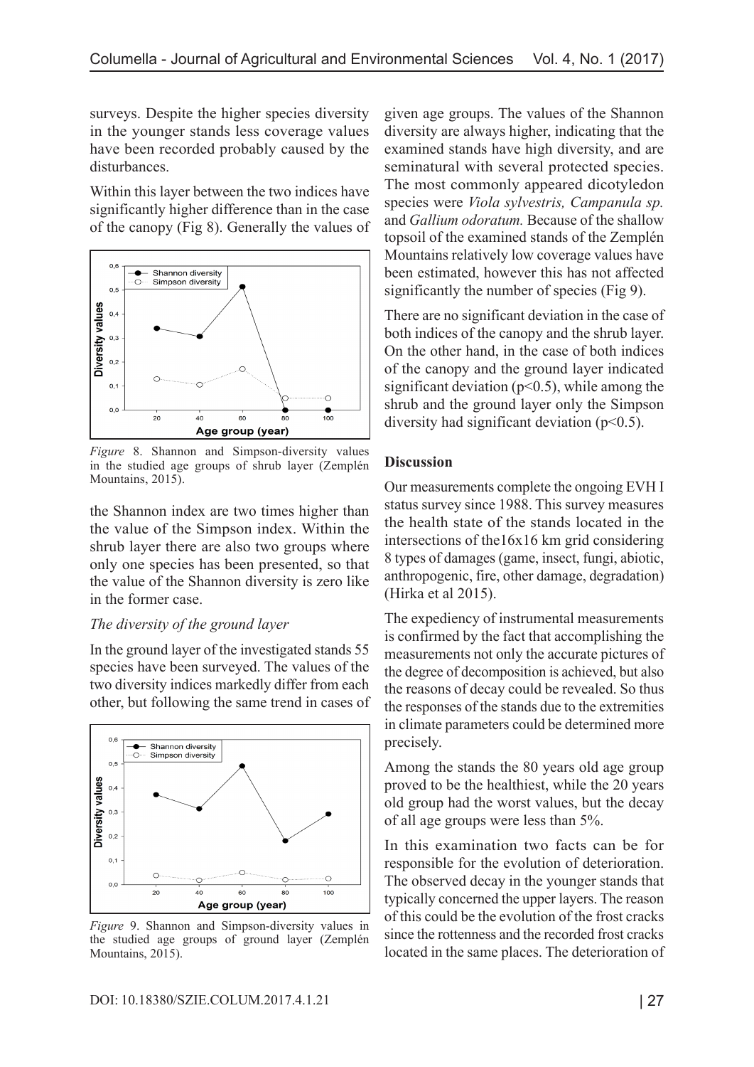surveys. Despite the higher species diversity in the younger stands less coverage values have been recorded probably caused by the disturbances.

Within this layer between the two indices have significantly higher difference than in the case of the canopy (Fig 8). Generally the values of the Shannon index are two times higher than the value of the Simpson index. Within the shrub layer there are also two groups where only one species has been presented, so that the value of the Shannon diversity is zero like in the former case.

*Figure* 8. Shannon and Simpson-diversity values in the studied age groups of shrub layer (Zemplén Mountains, 2015).

*The diversity of the ground layer*

In the ground layer of the investigated stands 55 species have been surveyed. The values of the two diversity indices markedly differ from each other, but following the same trend in cases of given age groups. The values of the Shannon diversity are always higher, indicating that the examined stands have high diversity, and are seminatural with several protected species. The most commonly appeared dicotyledon species were *Viola sylvestris, Campanula sp.* and *Gallium odoratum.* Because of the shallow topsoil of the examined stands of the Zemplén Mountains relatively low coverage values have been estimated, however this has not affected significantly the number of species (Fig 9).

*Figure* 9. Shannon and Simpson-diversity values in the studied age groups of ground layer (Zemplén Mountains, 2015).

There are no significant deviation in the case of both indices of the canopy and the shrub layer. On the other hand, in the case of both indices of the canopy and the ground layer indicated significant deviation ($p<0.5$), while among the shrub and the ground layer only the Simpson diversity had significant deviation ($p<0.5$).

## Discussion

Our measurements complete the ongoing EVH I status survey since 1988. This survey measures the health state of the stands located in the intersections of the16x16 km grid considering 8 types of damages (game, insect, fungi, abiotic, anthropogenic, fire, other damage, degradation) (Hirka et al 2015).

The expediency of instrumental measurements is confirmed by the fact that accomplishing the measurements not only the accurate pictures of the degree of decomposition is achieved, but also the reasons of decay could be revealed. So thus the responses of the stands due to the extremities in climate parameters could be determined more precisely.

Among the stands the 80 years old age group proved to be the healthiest, while the 20 years old group had the worst values, but the decay of all age groups were less than 5%.

In this examination two facts can be for responsible for the evolution of deterioration. The observed decay in the younger stands that typically concerned the upper layers. The reason of this could be the evolution of the frost cracks since the rottenness and the recorded frost cracks located in the same places. The deterioration of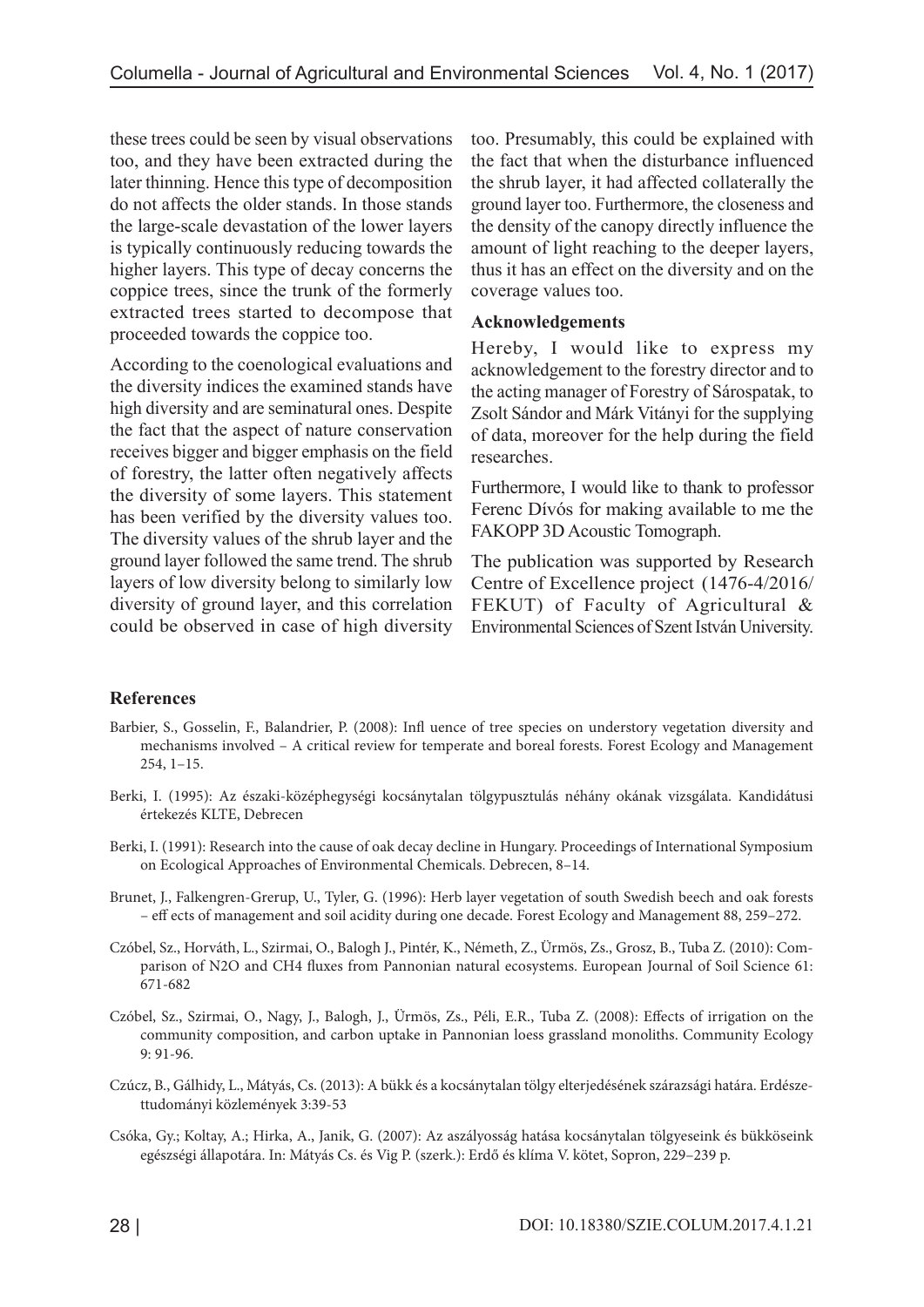these trees could be seen by visual observations too, and they have been extracted during the later thinning. Hence this type of decomposition do not affects the older stands. In those stands the large-scale devastation of the lower layers is typically continuously reducing towards the higher layers. This type of decay concerns the coppice trees, since the trunk of the formerly extracted trees started to decompose that proceeded towards the coppice too.

According to the coenological evaluations and the diversity indices the examined stands have high diversity and are seminatural ones. Despite the fact that the aspect of nature conservation receives bigger and bigger emphasis on the field of forestry, the latter often negatively affects the diversity of some layers. This statement has been verified by the diversity values too. The diversity values of the shrub layer and the ground layer followed the same trend. The shrub layers of low diversity belong to similarly low diversity of ground layer, and this correlation could be observed in case of high diversity too. Presumably, this could be explained with the fact that when the disturbance influenced the shrub layer, it had affected collaterally the ground layer too. Furthermore, the closeness and the density of the canopy directly influence the amount of light reaching to the deeper layers, thus it has an effect on the diversity and on the coverage values too.

## Acknowledgements

Hereby, I would like to express my acknowledgement to the forestry director and to the acting manager of Forestry of Sárospatak, to Zsolt Sándor and Márk Vitányi for the supplying of data, moreover for the help during the field researches.

Furthermore, I would like to thank to professor Ferenc Dívós for making available to me the FAKOPP 3D Acoustic Tomograph.

The publication was supported by Research Centre of Excellence project (1476-4/2016/FEKUT) of Faculty of Agricultural & Environmental Sciences of Szent István University.

## References

Barbier, S., Gosselin, F., Balandrier, P. (2008): Infl uence of tree species on understory vegetation diversity and mechanisms involved – A critical review for temperate and boreal forests. Forest Ecology and Management 254, 1–15.

Berki, I. (1995): Az északi-középhegységi kocsánytalan tölgypusztulás néhány okának vizsgálata. Kandidátusi értekezés KLTE, Debrecen

Berki, I. (1991): Research into the cause of oak decay decline in Hungary. Proceedings of International Symposium on Ecological Approaches of Environmental Chemicals. Debrecen, 8–14.

Brunet, J., Falkengren-Grerup, U., Tyler, G. (1996): Herb layer vegetation of south Swedish beech and oak forests – eff ects of management and soil acidity during one decade. Forest Ecology and Management 88, 259–272.

Czóbel, Sz., Horváth, L., Szirmai, O., Balogh J., Pintér, K., Németh, Z., Ürmös, Zs., Grosz, B., Tuba Z. (2010): Comparison of N2O and CH4 fluxes from Pannonian natural ecosystems. European Journal of Soil Science 61: 671-682

Czóbel, Sz., Szirmai, O., Nagy, J., Balogh, J., Ürmös, Zs., Péli, E.R., Tuba Z. (2008): Effects of irrigation on the community composition, and carbon uptake in Pannonian loess grassland monoliths. Community Ecology 9: 91-96.

Czúcz, B., Gálhidy, L., Mátyás, Cs. (2013): A bükk és a kocsánytalan tölgy elterjedésének szárazsági határa. Erdészettudományi közlemények 3:39-53

Csóka, Gy.; Koltay, A.; Hirka, A., Janik, G. (2007): Az aszályosság hatása kocsánytalan tölgyeseink és bükköseink egészségi állapotára. In: Mátyás Cs. és Vig P. (szerk.): Erdő és klíma V. kötet, Sopron, 229–239 p.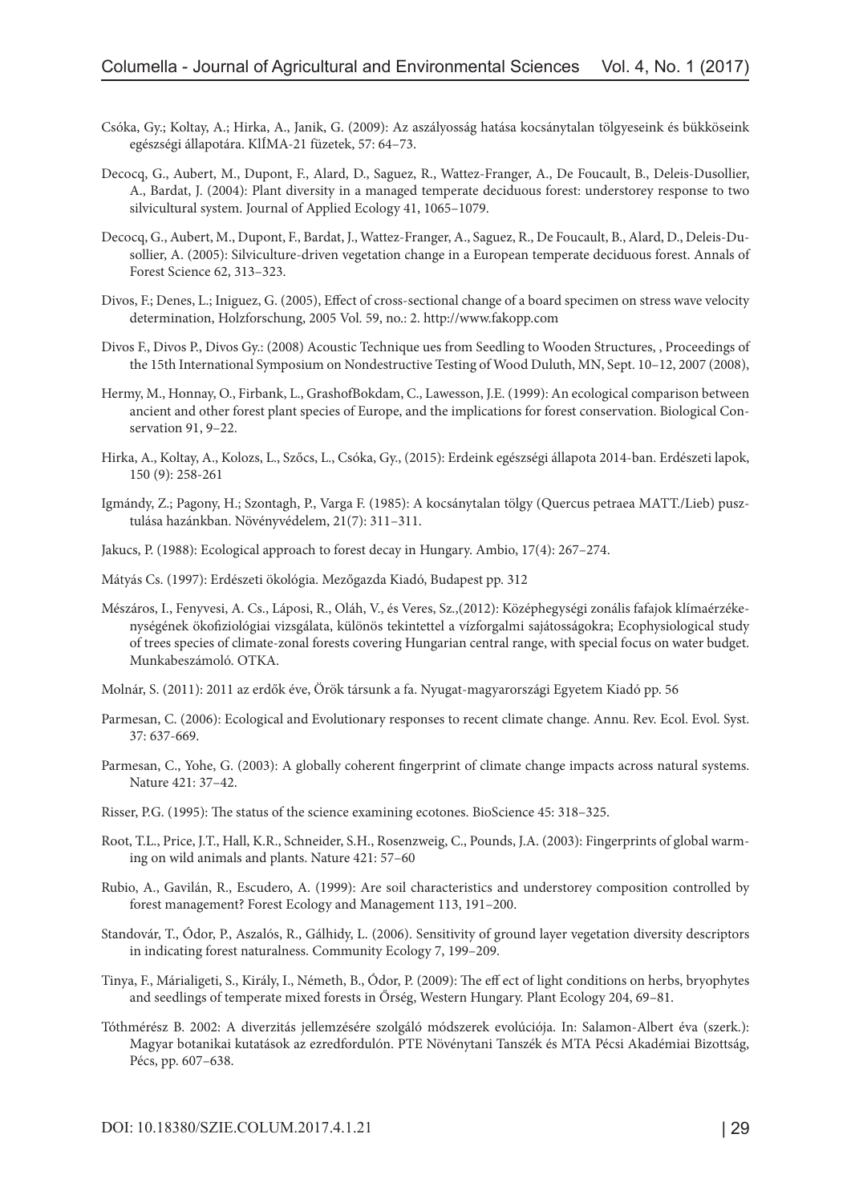Csóka, Gy.; Koltay, A.; Hirka, A., Janik, G. (2009): Az aszályosság hatása kocsánytalan tölgyeseink és bükköseink egészségi állapotára. KLÍMA-21 füzetek, 57: 64–73.

Decocq, G., Aubert, M., Dupont, F., Alard, D., Saguez, R., Wattez-Franger, A., De Foucault, B., Deleis-Dusollier, A., Bardat, J. (2004): Plant diversity in a managed temperate deciduous forest: understorey response to two silvicultural system. Journal of Applied Ecology 41, 1065–1079.

Decocq, G., Aubert, M., Dupont, F., Bardat, J., Wattez-Franger, A., Saguez, R., De Foucault, B., Alard, D., Deleis-Dusollier, A. (2005): Silviculture-driven vegetation change in a European temperate deciduous forest. Annals of Forest Science 62, 313–323.

Divos, F.; Denes, L.; Iniguez, G. (2005), Effect of cross-sectional change of a board specimen on stress wave velocity determination, Holzforschung, 2005 Vol. 59, no.: 2. http://www.fakopp.com

Divos F., Divos P., Divos Gy.: (2008) Acoustic Technique ues from Seedling to Wooden Structures, , Proceedings of the 15th International Symposium on Nondestructive Testing of Wood Duluth, MN, Sept. 10–12, 2007 (2008),

Hermy, M., Honnay, O., Firbank, L., GrashofBokdam, C., Lawesson, J.E. (1999): An ecological comparison between ancient and other forest plant species of Europe, and the implications for forest conservation. Biological Conservation 91, 9–22.

Hirka, A., Koltay, A., Kolozs, L., Szőcs, L., Csóka, Gy., (2015): Erdeink egészségi állapota 2014-ban. Erdészeti lapok, 150 (9): 258-261

Igmándy, Z.; Pagony, H.; Szontagh, P., Varga F. (1985): A kocsánytalan tölgy (Quercus petraea MATT./Lieb) pusztulása hazánkban. Növényvédelem, 21(7): 311–311.

Jakucs, P. (1988): Ecological approach to forest decay in Hungary. Ambio, 17(4): 267–274.

Mátyás Cs. (1997): Erdészeti ökológia. Mezőgazda Kiadó, Budapest pp. 312

Mészáros, I., Fenyvesi, A. Cs., Láposi, R., Oláh, V., és Veres, Sz.,(2012): Középhegységi zonális fafajok klímaérzékenységének ökofiziológiai vizsgálata, különös tekintettel a vízforgalmi sajátosságokra; Ecophysiological study of trees species of climate-zonal forests covering Hungarian central range, with special focus on water budget. Munkabeszámoló. OTKA.

Molnár, S. (2011): 2011 az erdők éve, Örök társunk a fa. Nyugat-magyarországi Egyetem Kiadó pp. 56

Parmesan, C. (2006): Ecological and Evolutionary responses to recent climate change. Annu. Rev. Ecol. Evol. Syst. 37: 637-669.

Parmesan, C., Yohe, G. (2003): A globally coherent fingerprint of climate change impacts across natural systems. Nature 421: 37–42.

Risser, P.G. (1995): The status of the science examining ecotones. BioScience 45: 318–325.

Root, T.L., Price, J.T., Hall, K.R., Schneider, S.H., Rosenzweig, C., Pounds, J.A. (2003): Fingerprints of global warming on wild animals and plants. Nature 421: 57–60

Rubio, A., Gavilán, R., Escudero, A. (1999): Are soil characteristics and understorey composition controlled by forest management? Forest Ecology and Management 113, 191–200.

Standovár, T., Ódor, P., Aszalós, R., Gálhidy, L. (2006). Sensitivity of ground layer vegetation diversity descriptors in indicating forest naturalness. Community Ecology 7, 199–209.

Tinya, F., Márialigeti, S., Király, I., Németh, B., Ódor, P. (2009): The eff ect of light conditions on herbs, bryophytes and seedlings of temperate mixed forests in Őrség, Western Hungary. Plant Ecology 204, 69–81.

Tóthmérész B. 2002: A diverzitás jellemzésére szolgáló módszerek evolúciója. In: Salamon-Albert éva (szerk.): Magyar botanikai kutatások az ezredfordulón. PTE Növénytani Tanszék és MTA Pécsi Akadémiai Bizottság, Pécs, pp. 607–638.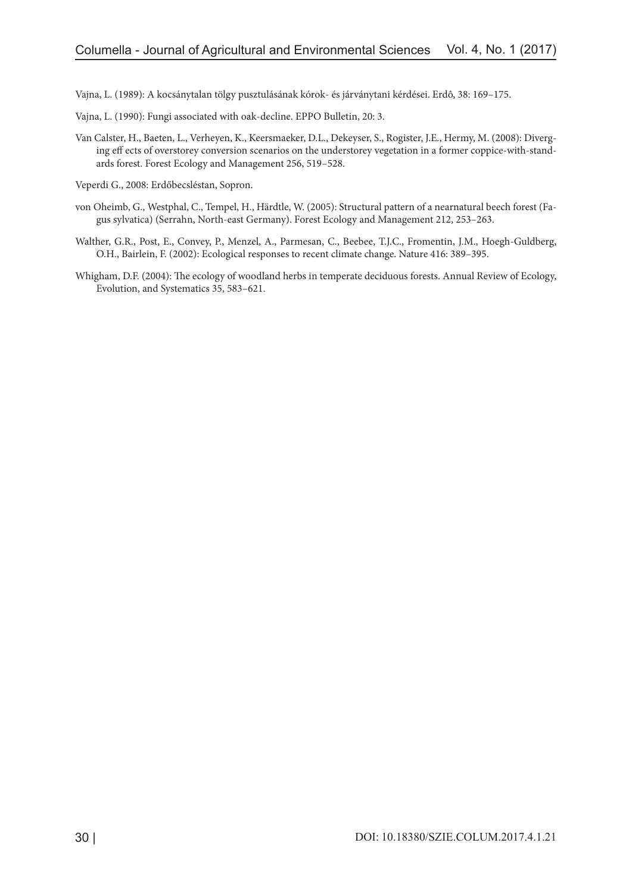Vajna, L. (1989): A kocsánytalan tölgy pusztulásának kórok- és járványtani kérdései. Erdô, 38: 169–175.

Vajna, L. (1990): Fungi associated with oak-decline. EPPO Bulletin, 20: 3.

Van Calster, H., Baeten, L., Verheyen, K., Keersmaeker, D.L., Dekeyser, S., Rogister, J.E., Hermy, M. (2008): Diverging eff ects of overstorey conversion scenarios on the understorey vegetation in a former coppice-with-standards forest. Forest Ecology and Management 256, 519–528.

Veperdi G., 2008: Erdőbecsléstan, Sopron.

von Oheimb, G., Westphal, C., Tempel, H., Härdtle, W. (2005): Structural pattern of a nearnatural beech forest (Fagus sylvatica) (Serrahn, North-east Germany). Forest Ecology and Management 212, 253–263.

Walther, G.R., Post, E., Convey, P., Menzel, A., Parmesan, C., Beebee, T.J.C., Fromentin, J.M., Hoegh-Guldberg, O.H., Bairlein, F. (2002): Ecological responses to recent climate change. Nature 416: 389–395.

Whigham, D.F. (2004): The ecology of woodland herbs in temperate deciduous forests. Annual Review of Ecology, Evolution, and Systematics 35, 583–621.